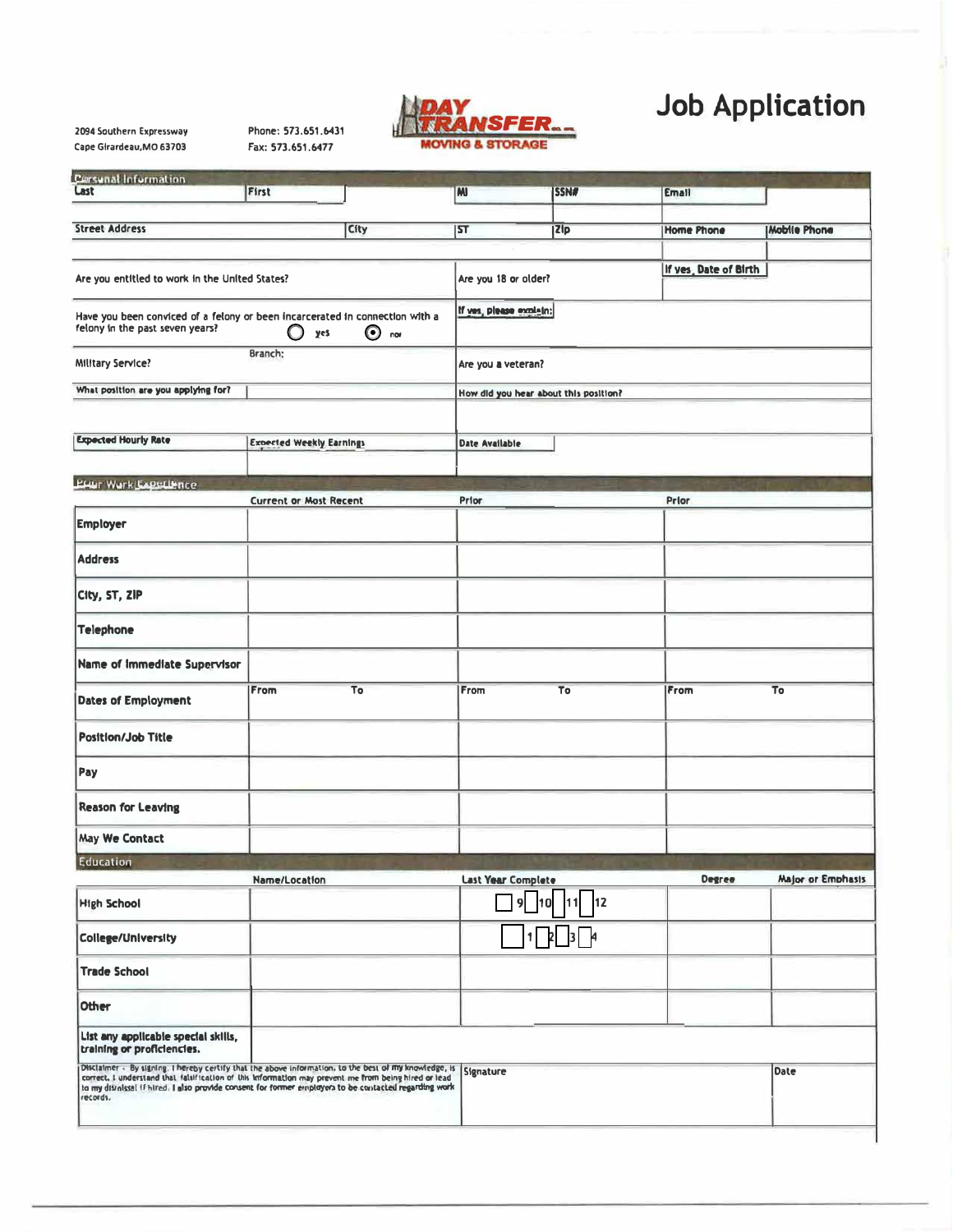2094 Southern Expressway
Cape Girardeau, MO 63703

Phone: 573.651.6431
Fax: 573.651.6477

DAY TRANSFER MOVING & STORAGE

# Job Application

## Personal Information

| Last | First | MI | SSN# | Email | |
|---|---|---|---|---|---|
| | | | | | |
| **Street Address** | **City** | **ST** | **Zip** | **Home Phone** | **Mobile Phone** |
| | | | | | |

| | | | |
|---|---|---|---|
| Are you entitled to work in the United States? | | Are you 18 or older? | If yes, Date of Birth |
| Have you been convicted of a felony or been incarcerated in connection with a felony in the past seven years? | ◯ yes ⦿ no | If yes, please explain: | |
| Military Service? | Branch: | Are you a veteran? | |
| What position are you applying for? | | How did you hear about this position? | |
| Expected Hourly Rate | Expected Weekly Earnings | Date Available | |

## Prior Work Experience

| | Current or Most Recent | Prior | Prior |
|---|---|---|---|
| **Employer** | | | |
| **Address** | | | |
| **City, ST, ZIP** | | | |
| **Telephone** | | | |
| **Name of Immediate Supervisor** | | | |
| **Dates of Employment** | From To | From To | From To |
| **Position/Job Title** | | | |
| **Pay** | | | |
| **Reason for Leaving** | | | |
| **May We Contact** | | | |

## Education

| | Name/Location | Last Year Complete | Degree | Major or Emphasis |
|---|---|---|---|---|
| **High School** | | ☐ 9 ☐ 10 ☐ 11 ☐ 12 | | |
| **College/University** | | ☐ 1 ☐ 2 ☐ 3 ☐ 4 | | |
| **Trade School** | | | | |
| **Other** | | | | |
| **List any applicable special skills, training or proficiencies.** | | | | |

| | | |
|---|---|---|
| Disclaimer - By signing, I hereby certify that the above information, to the best of my knowledge, is correct. I understand that falsification of this information may prevent me from being hired or lead to my dismissal if hired. I also provide consent for former employers to be contacted regarding work records. | Signature | Date |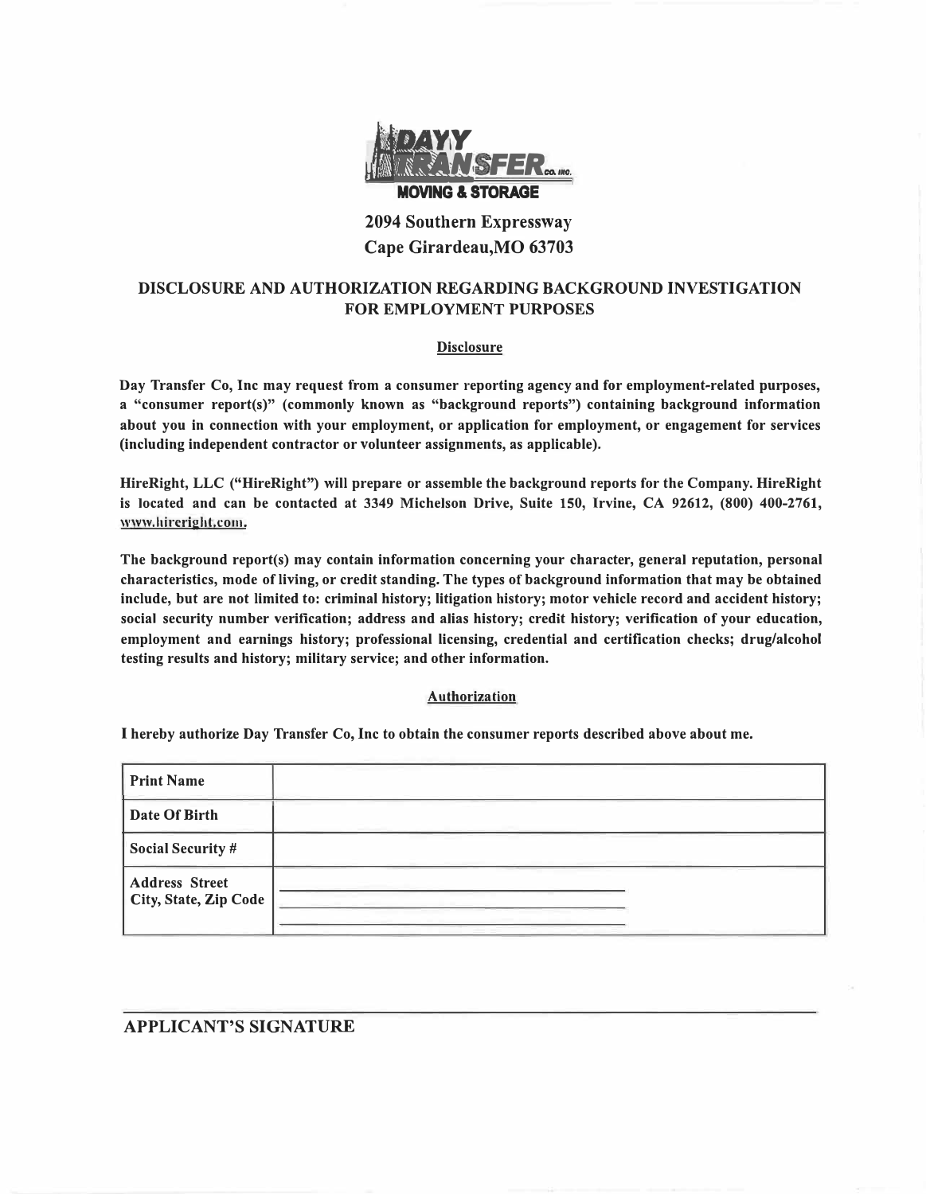DAY TRANSFER CO. INC.
MOVING & STORAGE

2094 Southern Expressway
Cape Girardeau,MO 63703

## DISCLOSURE AND AUTHORIZATION REGARDING BACKGROUND INVESTIGATION FOR EMPLOYMENT PURPOSES

### Disclosure

**Day Transfer Co, Inc may request from a consumer reporting agency and for employment-related purposes, a "consumer report(s)" (commonly known as "background reports") containing background information about you in connection with your employment, or application for employment, or engagement for services (including independent contractor or volunteer assignments, as applicable).**

**HireRight, LLC ("HireRight") will prepare or assemble the background reports for the Company. HireRight is located and can be contacted at 3349 Michelson Drive, Suite 150, Irvine, CA 92612, (800) 400-2761, www.hireright.com.**

**The background report(s) may contain information concerning your character, general reputation, personal characteristics, mode of living, or credit standing. The types of background information that may be obtained include, but are not limited to: criminal history; litigation history; motor vehicle record and accident history; social security number verification; address and alias history; credit history; verification of your education, employment and earnings history; professional licensing, credential and certification checks; drug/alcohol testing results and history; military service; and other information.**

### Authorization

**I hereby authorize Day Transfer Co, Inc to obtain the consumer reports described above about me.**

| | |
|---|---|
| **Print Name** | |
| **Date Of Birth** | |
| **Social Security #** | |
| **Address Street City, State, Zip Code** | ______________________ ______________________ ______________________ |

______________________________________

**APPLICANT'S SIGNATURE**